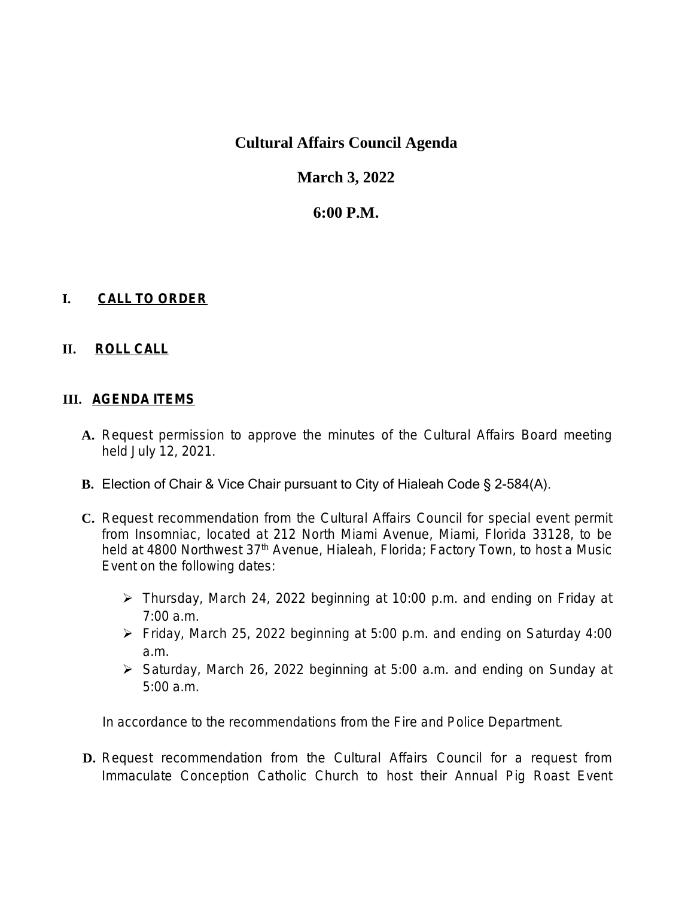# Cultural Affairs Council Agenda

## March 3, 2022

## 6:00 P.M.

**I. CALL TO ORDER**

**II. ROLL CALL**

**III. AGENDA ITEMS**

**A.** Request permission to approve the minutes of the Cultural Affairs Board meeting held July 12, 2021.

**B.** Election of Chair & Vice Chair pursuant to City of Hialeah Code § 2-584(A).

**C.** Request recommendation from the Cultural Affairs Council for special event permit from Insomniac, located at 212 North Miami Avenue, Miami, Florida 33128, to be held at 4800 Northwest 37th Avenue, Hialeah, Florida; Factory Town, to host a Music Event on the following dates:

- Thursday, March 24, 2022 beginning at 10:00 p.m. and ending on Friday at 7:00 a.m.
- Friday, March 25, 2022 beginning at 5:00 p.m. and ending on Saturday 4:00 a.m.
- Saturday, March 26, 2022 beginning at 5:00 a.m. and ending on Sunday at 5:00 a.m.

In accordance to the recommendations from the Fire and Police Department.

**D.** Request recommendation from the Cultural Affairs Council for a request from Immaculate Conception Catholic Church to host their Annual Pig Roast Event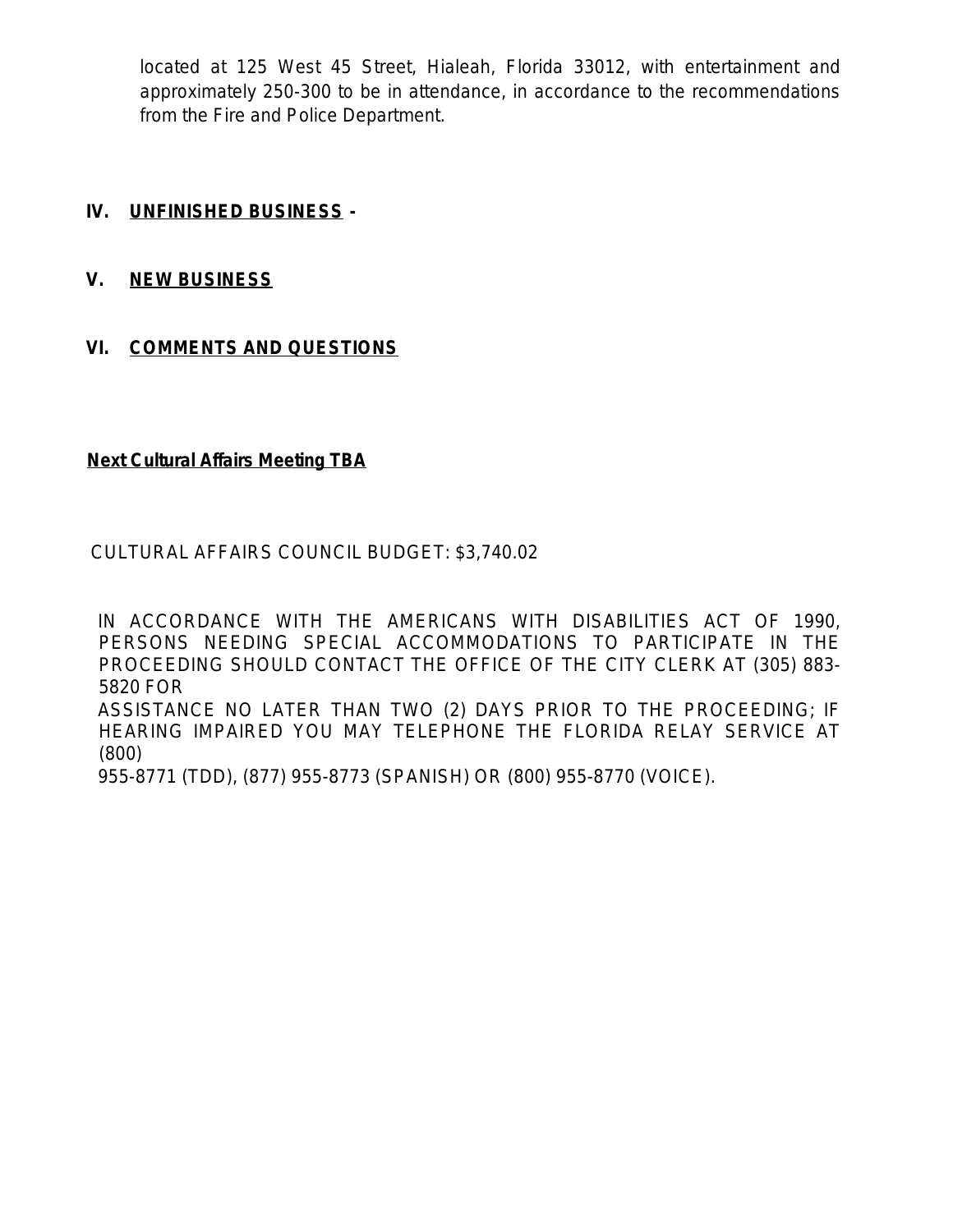located at 125 West 45 Street, Hialeah, Florida 33012, with entertainment and approximately 250-300 to be in attendance, in accordance to the recommendations from the Fire and Police Department.

**IV. UNFINISHED BUSINESS -**

**V. NEW BUSINESS**

**VI. COMMENTS AND QUESTIONS**

**Next Cultural Affairs Meeting TBA**

CULTURAL AFFAIRS COUNCIL BUDGET: $3,740.02

IN ACCORDANCE WITH THE AMERICANS WITH DISABILITIES ACT OF 1990, PERSONS NEEDING SPECIAL ACCOMMODATIONS TO PARTICIPATE IN THE PROCEEDING SHOULD CONTACT THE OFFICE OF THE CITY CLERK AT (305) 883-5820 FOR
ASSISTANCE NO LATER THAN TWO (2) DAYS PRIOR TO THE PROCEEDING; IF HEARING IMPAIRED YOU MAY TELEPHONE THE FLORIDA RELAY SERVICE AT (800)
955-8771 (TDD), (877) 955-8773 (SPANISH) OR (800) 955-8770 (VOICE).